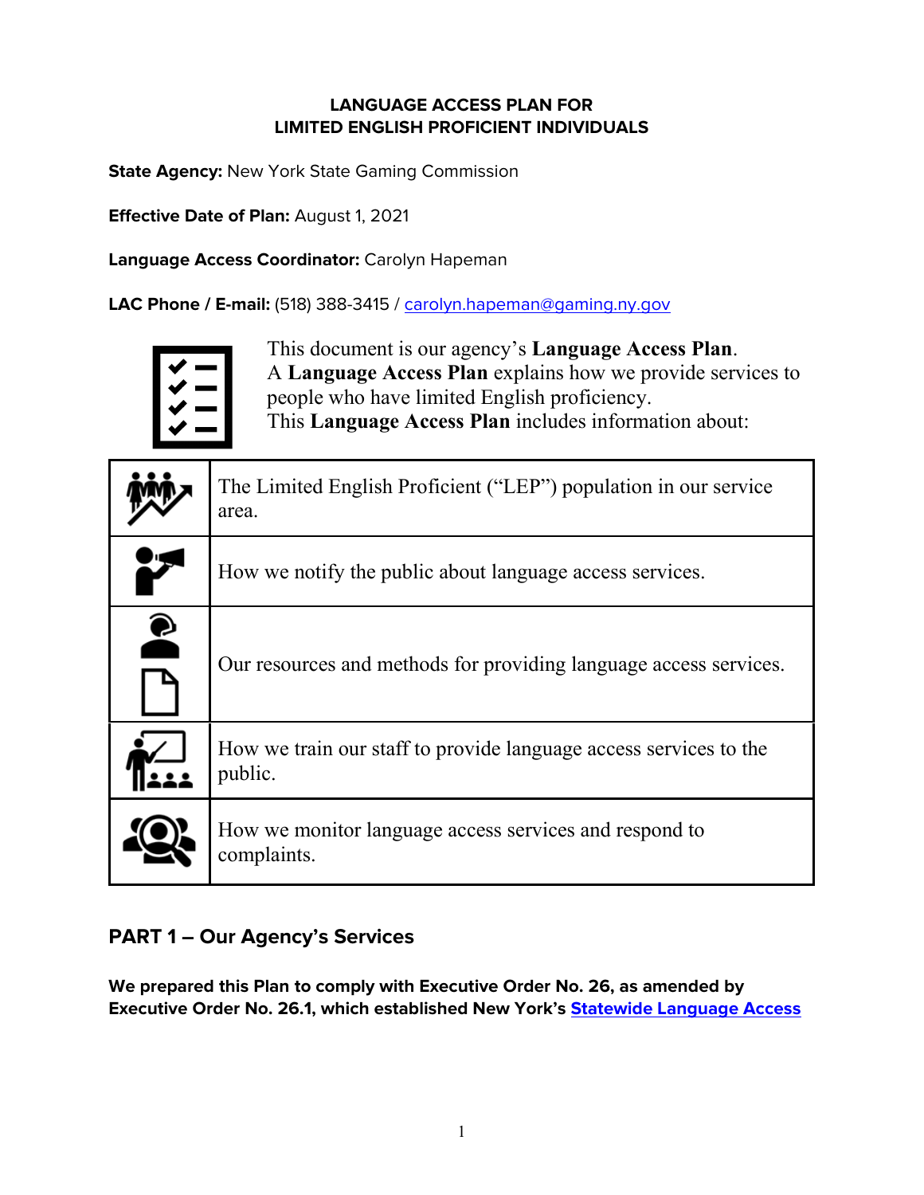# LANGUAGE ACCESS PLAN FOR LIMITED ENGLISH PROFICIENT INDIVIDUALS

**State Agency:** New York State Gaming Commission

**Effective Date of Plan:** August 1, 2021

**Language Access Coordinator:** Carolyn Hapeman

**LAC Phone / E-mail:** (518) 388-3415 / carolyn.hapeman@gaming.ny.gov

This document is our agency's **Language Access Plan**.
A **Language Access Plan** explains how we provide services to people who have limited English proficiency.
This **Language Access Plan** includes information about:

| | |
|---|---|
| | The Limited English Proficient ("LEP") population in our service area. |
| | How we notify the public about language access services. |
| | Our resources and methods for providing language access services. |
| | How we train our staff to provide language access services to the public. |
| | How we monitor language access services and respond to complaints. |

## PART 1 – Our Agency's Services

**We prepared this Plan to comply with Executive Order No. 26, as amended by Executive Order No. 26.1, which established New York's Statewide Language Access**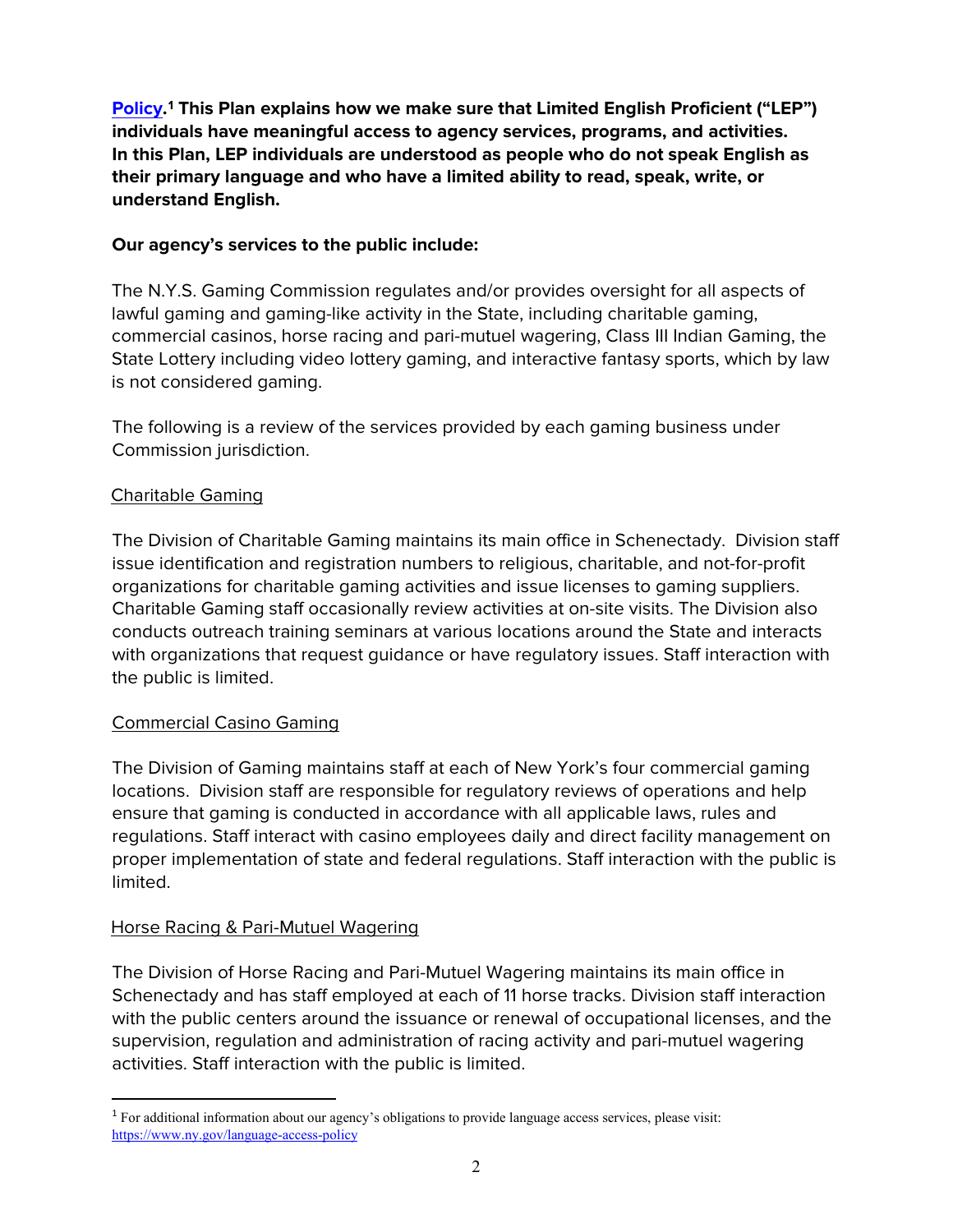**[Policy](https://www.ny.gov/language-access-policy).[1] This Plan explains how we make sure that Limited English Proficient ("LEP") individuals have meaningful access to agency services, programs, and activities. In this Plan, LEP individuals are understood as people who do not speak English as their primary language and who have a limited ability to read, speak, write, or understand English.**

**Our agency's services to the public include:**

The N.Y.S. Gaming Commission regulates and/or provides oversight for all aspects of lawful gaming and gaming-like activity in the State, including charitable gaming, commercial casinos, horse racing and pari-mutuel wagering, Class III Indian Gaming, the State Lottery including video lottery gaming, and interactive fantasy sports, which by law is not considered gaming.

The following is a review of the services provided by each gaming business under Commission jurisdiction.

<u>Charitable Gaming</u>

The Division of Charitable Gaming maintains its main office in Schenectady. Division staff issue identification and registration numbers to religious, charitable, and not-for-profit organizations for charitable gaming activities and issue licenses to gaming suppliers. Charitable Gaming staff occasionally review activities at on-site visits. The Division also conducts outreach training seminars at various locations around the State and interacts with organizations that request guidance or have regulatory issues. Staff interaction with the public is limited.

<u>Commercial Casino Gaming</u>

The Division of Gaming maintains staff at each of New York's four commercial gaming locations. Division staff are responsible for regulatory reviews of operations and help ensure that gaming is conducted in accordance with all applicable laws, rules and regulations. Staff interact with casino employees daily and direct facility management on proper implementation of state and federal regulations. Staff interaction with the public is limited.

<u>Horse Racing & Pari-Mutuel Wagering</u>

The Division of Horse Racing and Pari-Mutuel Wagering maintains its main office in Schenectady and has staff employed at each of 11 horse tracks. Division staff interaction with the public centers around the issuance or renewal of occupational licenses, and the supervision, regulation and administration of racing activity and pari-mutuel wagering activities. Staff interaction with the public is limited.

---

[1] For additional information about our agency's obligations to provide language access services, please visit: https://www.ny.gov/language-access-policy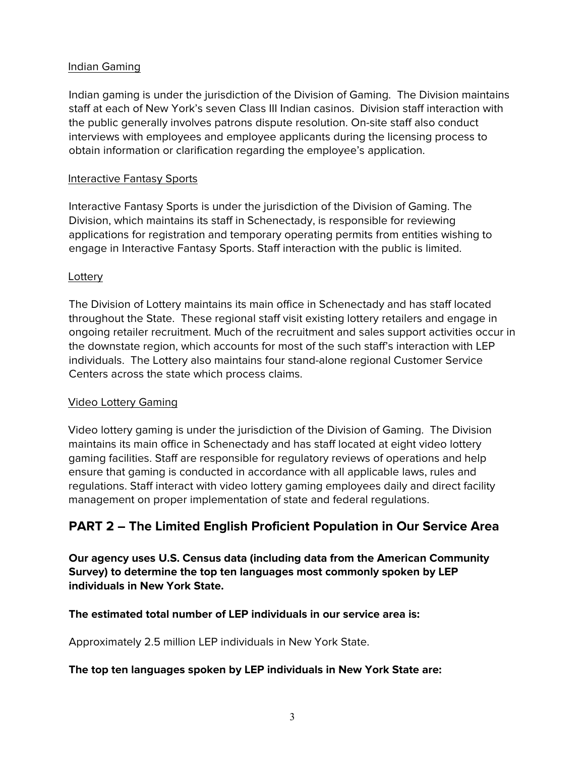Indian Gaming

Indian gaming is under the jurisdiction of the Division of Gaming. The Division maintains staff at each of New York's seven Class III Indian casinos. Division staff interaction with the public generally involves patrons dispute resolution. On-site staff also conduct interviews with employees and employee applicants during the licensing process to obtain information or clarification regarding the employee's application.

Interactive Fantasy Sports

Interactive Fantasy Sports is under the jurisdiction of the Division of Gaming. The Division, which maintains its staff in Schenectady, is responsible for reviewing applications for registration and temporary operating permits from entities wishing to engage in Interactive Fantasy Sports. Staff interaction with the public is limited.

Lottery

The Division of Lottery maintains its main office in Schenectady and has staff located throughout the State. These regional staff visit existing lottery retailers and engage in ongoing retailer recruitment. Much of the recruitment and sales support activities occur in the downstate region, which accounts for most of the such staff's interaction with LEP individuals. The Lottery also maintains four stand-alone regional Customer Service Centers across the state which process claims.

Video Lottery Gaming

Video lottery gaming is under the jurisdiction of the Division of Gaming. The Division maintains its main office in Schenectady and has staff located at eight video lottery gaming facilities. Staff are responsible for regulatory reviews of operations and help ensure that gaming is conducted in accordance with all applicable laws, rules and regulations. Staff interact with video lottery gaming employees daily and direct facility management on proper implementation of state and federal regulations.

## PART 2 – The Limited English Proficient Population in Our Service Area

**Our agency uses U.S. Census data (including data from the American Community Survey) to determine the top ten languages most commonly spoken by LEP individuals in New York State.**

**The estimated total number of LEP individuals in our service area is:**

Approximately 2.5 million LEP individuals in New York State.

**The top ten languages spoken by LEP individuals in New York State are:**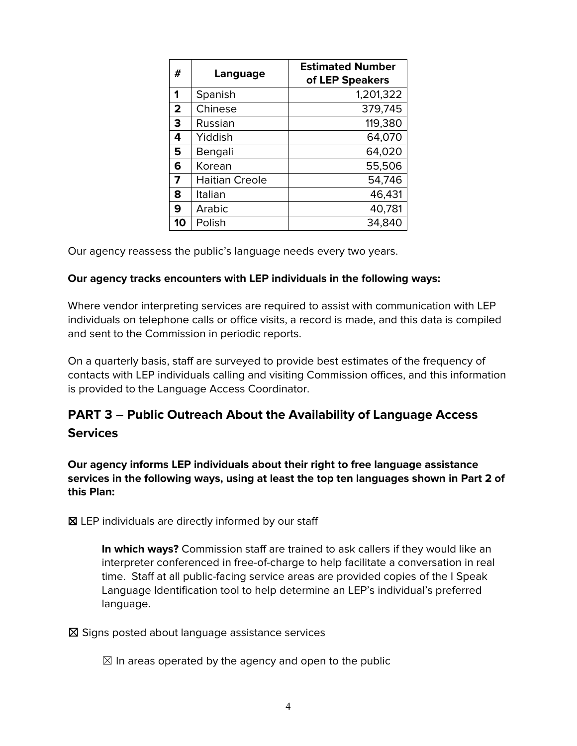| # | Language | Estimated Number of LEP Speakers |
| --- | --- | --- |
| **1** | Spanish | 1,201,322 |
| **2** | Chinese | 379,745 |
| **3** | Russian | 119,380 |
| **4** | Yiddish | 64,070 |
| **5** | Bengali | 64,020 |
| **6** | Korean | 55,506 |
| **7** | Haitian Creole | 54,746 |
| **8** | Italian | 46,431 |
| **9** | Arabic | 40,781 |
| **10** | Polish | 34,840 |

Our agency reassess the public's language needs every two years.

**Our agency tracks encounters with LEP individuals in the following ways:**

Where vendor interpreting services are required to assist with communication with LEP individuals on telephone calls or office visits, a record is made, and this data is compiled and sent to the Commission in periodic reports.

On a quarterly basis, staff are surveyed to provide best estimates of the frequency of contacts with LEP individuals calling and visiting Commission offices, and this information is provided to the Language Access Coordinator.

## PART 3 – Public Outreach About the Availability of Language Access Services

**Our agency informs LEP individuals about their right to free language assistance services in the following ways, using at least the top ten languages shown in Part 2 of this Plan:**

☒ LEP individuals are directly informed by our staff

> **In which ways?** Commission staff are trained to ask callers if they would like an interpreter conferenced in free-of-charge to help facilitate a conversation in real time. Staff at all public-facing service areas are provided copies of the I Speak Language Identification tool to help determine an LEP's individual's preferred language.

☒ Signs posted about language assistance services

> ☒ In areas operated by the agency and open to the public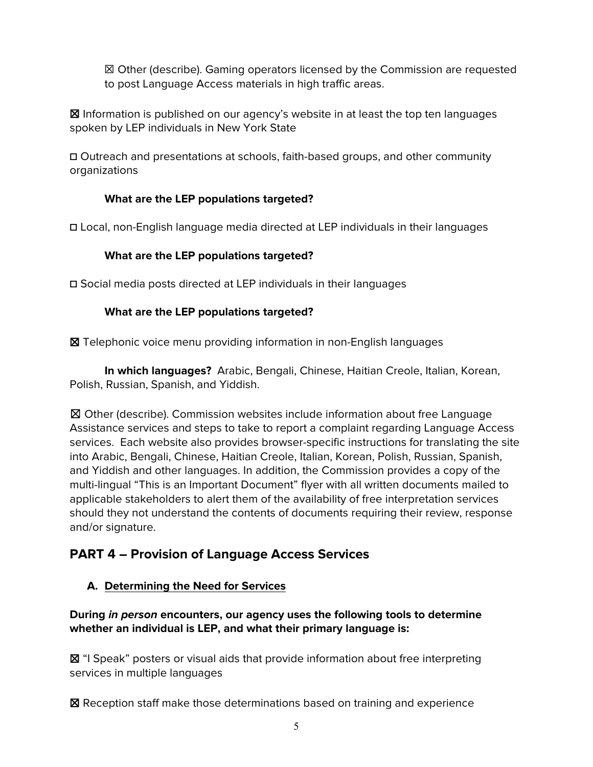☒ Other (describe). Gaming operators licensed by the Commission are requested to post Language Access materials in high traffic areas.

☒ Information is published on our agency's website in at least the top ten languages spoken by LEP individuals in New York State

☐ Outreach and presentations at schools, faith-based groups, and other community organizations

**What are the LEP populations targeted?**

☐ Local, non-English language media directed at LEP individuals in their languages

**What are the LEP populations targeted?**

☐ Social media posts directed at LEP individuals in their languages

**What are the LEP populations targeted?**

☒ Telephonic voice menu providing information in non-English languages

**In which languages?** Arabic, Bengali, Chinese, Haitian Creole, Italian, Korean, Polish, Russian, Spanish, and Yiddish.

☒ Other (describe). Commission websites include information about free Language Assistance services and steps to take to report a complaint regarding Language Access services. Each website also provides browser-specific instructions for translating the site into Arabic, Bengali, Chinese, Haitian Creole, Italian, Korean, Polish, Russian, Spanish, and Yiddish and other languages. In addition, the Commission provides a copy of the multi-lingual "This is an Important Document" flyer with all written documents mailed to applicable stakeholders to alert them of the availability of free interpretation services should they not understand the contents of documents requiring their review, response and/or signature.

## PART 4 – Provision of Language Access Services

### A. Determining the Need for Services

**During *in person* encounters, our agency uses the following tools to determine whether an individual is LEP, and what their primary language is:**

☒ "I Speak" posters or visual aids that provide information about free interpreting services in multiple languages

☒ Reception staff make those determinations based on training and experience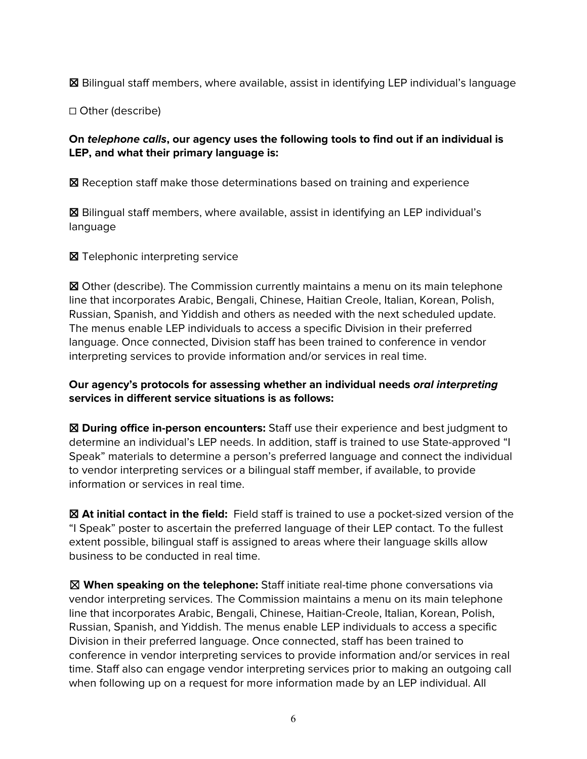☒ Bilingual staff members, where available, assist in identifying LEP individual's language

☐ Other (describe)

**On *telephone calls*, our agency uses the following tools to find out if an individual is LEP, and what their primary language is:**

☒ Reception staff make those determinations based on training and experience

☒ Bilingual staff members, where available, assist in identifying an LEP individual's language

☒ Telephonic interpreting service

☒ Other (describe). The Commission currently maintains a menu on its main telephone line that incorporates Arabic, Bengali, Chinese, Haitian Creole, Italian, Korean, Polish, Russian, Spanish, and Yiddish and others as needed with the next scheduled update. The menus enable LEP individuals to access a specific Division in their preferred language. Once connected, Division staff has been trained to conference in vendor interpreting services to provide information and/or services in real time.

**Our agency's protocols for assessing whether an individual needs *oral interpreting* services in different service situations is as follows:**

☒ **During office in-person encounters:** Staff use their experience and best judgment to determine an individual's LEP needs. In addition, staff is trained to use State-approved "I Speak" materials to determine a person's preferred language and connect the individual to vendor interpreting services or a bilingual staff member, if available, to provide information or services in real time.

☒ **At initial contact in the field:** Field staff is trained to use a pocket-sized version of the "I Speak" poster to ascertain the preferred language of their LEP contact. To the fullest extent possible, bilingual staff is assigned to areas where their language skills allow business to be conducted in real time.

☒ **When speaking on the telephone:** Staff initiate real-time phone conversations via vendor interpreting services. The Commission maintains a menu on its main telephone line that incorporates Arabic, Bengali, Chinese, Haitian-Creole, Italian, Korean, Polish, Russian, Spanish, and Yiddish. The menus enable LEP individuals to access a specific Division in their preferred language. Once connected, staff has been trained to conference in vendor interpreting services to provide information and/or services in real time. Staff also can engage vendor interpreting services prior to making an outgoing call when following up on a request for more information made by an LEP individual. All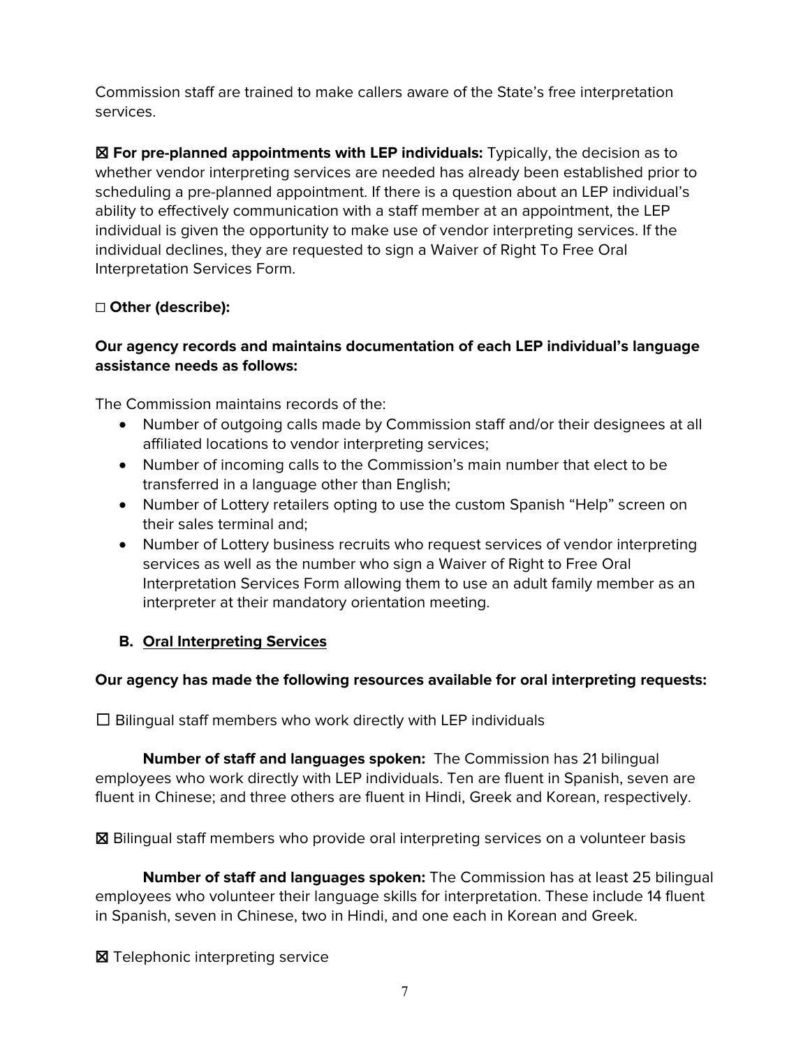Commission staff are trained to make callers aware of the State's free interpretation services.

☒ **For pre-planned appointments with LEP individuals:** Typically, the decision as to whether vendor interpreting services are needed has already been established prior to scheduling a pre-planned appointment. If there is a question about an LEP individual's ability to effectively communication with a staff member at an appointment, the LEP individual is given the opportunity to make use of vendor interpreting services. If the individual declines, they are requested to sign a Waiver of Right To Free Oral Interpretation Services Form.

☐ **Other (describe):**

**Our agency records and maintains documentation of each LEP individual's language assistance needs as follows:**

The Commission maintains records of the:

- Number of outgoing calls made by Commission staff and/or their designees at all affiliated locations to vendor interpreting services;
- Number of incoming calls to the Commission's main number that elect to be transferred in a language other than English;
- Number of Lottery retailers opting to use the custom Spanish "Help" screen on their sales terminal and;
- Number of Lottery business recruits who request services of vendor interpreting services as well as the number who sign a Waiver of Right to Free Oral Interpretation Services Form allowing them to use an adult family member as an interpreter at their mandatory orientation meeting.

**B. Oral Interpreting Services**

**Our agency has made the following resources available for oral interpreting requests:**

☐ Bilingual staff members who work directly with LEP individuals

**Number of staff and languages spoken:** The Commission has 21 bilingual employees who work directly with LEP individuals. Ten are fluent in Spanish, seven are fluent in Chinese; and three others are fluent in Hindi, Greek and Korean, respectively.

☒ Bilingual staff members who provide oral interpreting services on a volunteer basis

**Number of staff and languages spoken:** The Commission has at least 25 bilingual employees who volunteer their language skills for interpretation. These include 14 fluent in Spanish, seven in Chinese, two in Hindi, and one each in Korean and Greek.

☒ Telephonic interpreting service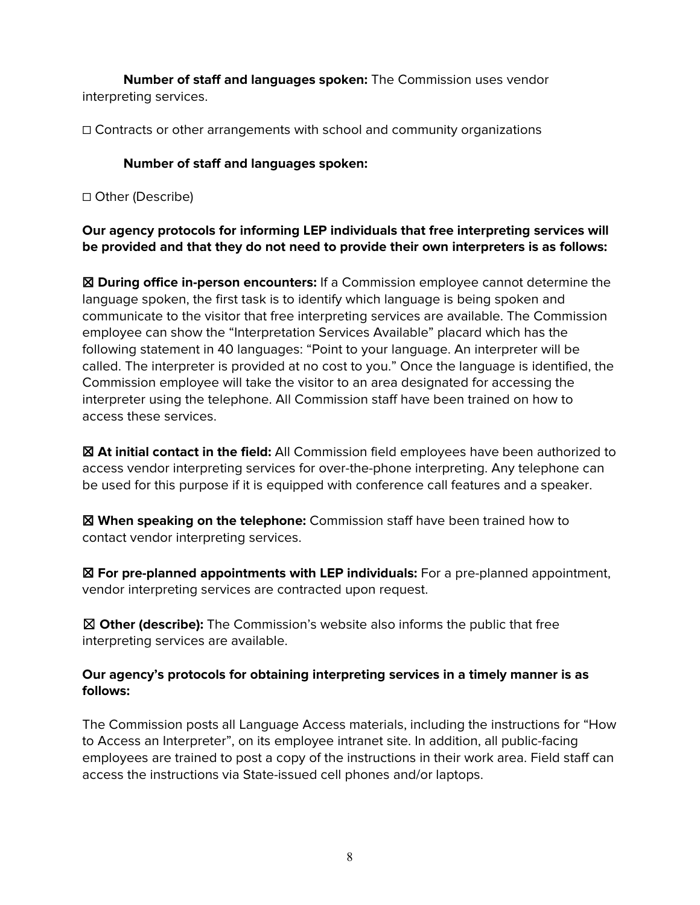**Number of staff and languages spoken:** The Commission uses vendor interpreting services.

☐ Contracts or other arrangements with school and community organizations

**Number of staff and languages spoken:**

☐ Other (Describe)

**Our agency protocols for informing LEP individuals that free interpreting services will be provided and that they do not need to provide their own interpreters is as follows:**

☒ **During office in-person encounters:** If a Commission employee cannot determine the language spoken, the first task is to identify which language is being spoken and communicate to the visitor that free interpreting services are available. The Commission employee can show the "Interpretation Services Available" placard which has the following statement in 40 languages: "Point to your language. An interpreter will be called. The interpreter is provided at no cost to you." Once the language is identified, the Commission employee will take the visitor to an area designated for accessing the interpreter using the telephone. All Commission staff have been trained on how to access these services.

☒ **At initial contact in the field:** All Commission field employees have been authorized to access vendor interpreting services for over-the-phone interpreting. Any telephone can be used for this purpose if it is equipped with conference call features and a speaker.

☒ **When speaking on the telephone:** Commission staff have been trained how to contact vendor interpreting services.

☒ **For pre-planned appointments with LEP individuals:** For a pre-planned appointment, vendor interpreting services are contracted upon request.

☒ **Other (describe):** The Commission's website also informs the public that free interpreting services are available.

**Our agency's protocols for obtaining interpreting services in a timely manner is as follows:**

The Commission posts all Language Access materials, including the instructions for "How to Access an Interpreter", on its employee intranet site. In addition, all public-facing employees are trained to post a copy of the instructions in their work area. Field staff can access the instructions via State-issued cell phones and/or laptops.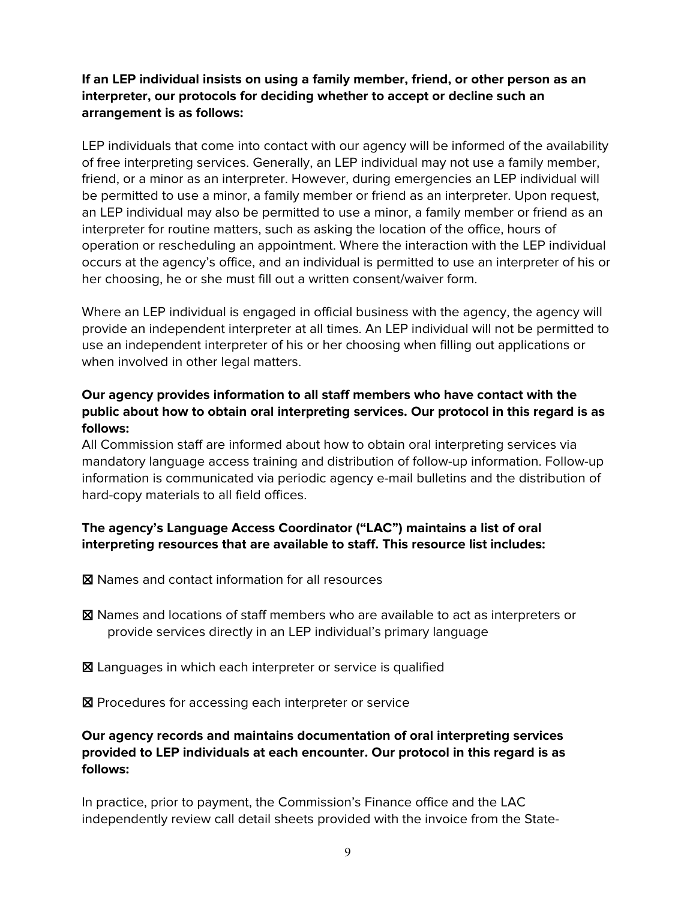**If an LEP individual insists on using a family member, friend, or other person as an interpreter, our protocols for deciding whether to accept or decline such an arrangement is as follows:**

LEP individuals that come into contact with our agency will be informed of the availability of free interpreting services. Generally, an LEP individual may not use a family member, friend, or a minor as an interpreter. However, during emergencies an LEP individual will be permitted to use a minor, a family member or friend as an interpreter. Upon request, an LEP individual may also be permitted to use a minor, a family member or friend as an interpreter for routine matters, such as asking the location of the office, hours of operation or rescheduling an appointment. Where the interaction with the LEP individual occurs at the agency's office, and an individual is permitted to use an interpreter of his or her choosing, he or she must fill out a written consent/waiver form.

Where an LEP individual is engaged in official business with the agency, the agency will provide an independent interpreter at all times. An LEP individual will not be permitted to use an independent interpreter of his or her choosing when filling out applications or when involved in other legal matters.

**Our agency provides information to all staff members who have contact with the public about how to obtain oral interpreting services. Our protocol in this regard is as follows:**
All Commission staff are informed about how to obtain oral interpreting services via mandatory language access training and distribution of follow-up information. Follow-up information is communicated via periodic agency e-mail bulletins and the distribution of hard-copy materials to all field offices.

**The agency's Language Access Coordinator ("LAC") maintains a list of oral interpreting resources that are available to staff. This resource list includes:**

☒ Names and contact information for all resources

☒ Names and locations of staff members who are available to act as interpreters or provide services directly in an LEP individual's primary language

☒ Languages in which each interpreter or service is qualified

☒ Procedures for accessing each interpreter or service

**Our agency records and maintains documentation of oral interpreting services provided to LEP individuals at each encounter. Our protocol in this regard is as follows:**

In practice, prior to payment, the Commission's Finance office and the LAC independently review call detail sheets provided with the invoice from the State-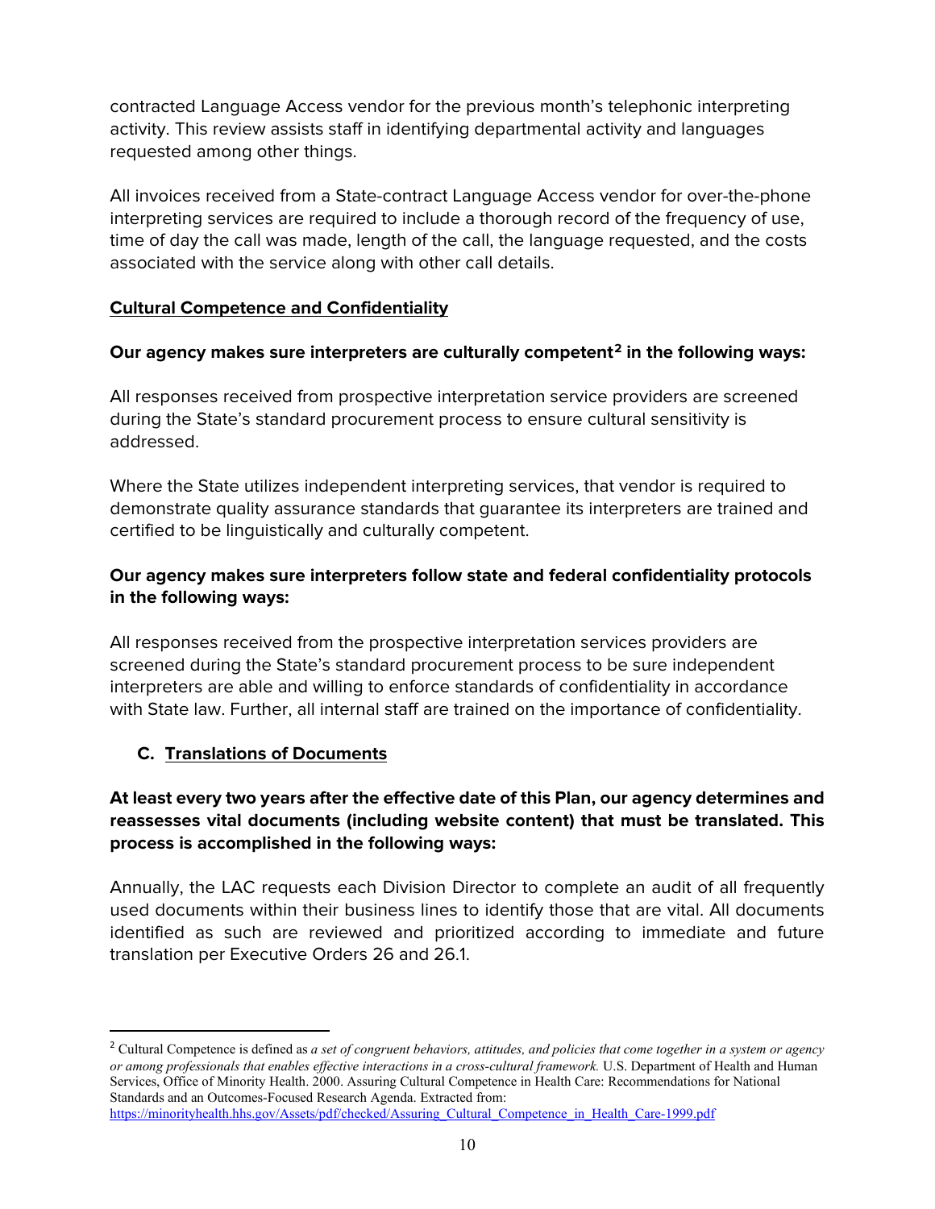contracted Language Access vendor for the previous month's telephonic interpreting activity. This review assists staff in identifying departmental activity and languages requested among other things.

All invoices received from a State-contract Language Access vendor for over-the-phone interpreting services are required to include a thorough record of the frequency of use, time of day the call was made, length of the call, the language requested, and the costs associated with the service along with other call details.

**Cultural Competence and Confidentiality**

**Our agency makes sure interpreters are culturally competent[2] in the following ways:**

All responses received from prospective interpretation service providers are screened during the State's standard procurement process to ensure cultural sensitivity is addressed.

Where the State utilizes independent interpreting services, that vendor is required to demonstrate quality assurance standards that guarantee its interpreters are trained and certified to be linguistically and culturally competent.

**Our agency makes sure interpreters follow state and federal confidentiality protocols in the following ways:**

All responses received from the prospective interpretation services providers are screened during the State's standard procurement process to be sure independent interpreters are able and willing to enforce standards of confidentiality in accordance with State law. Further, all internal staff are trained on the importance of confidentiality.

### C. Translations of Documents

**At least every two years after the effective date of this Plan, our agency determines and reassesses vital documents (including website content) that must be translated. This process is accomplished in the following ways:**

Annually, the LAC requests each Division Director to complete an audit of all frequently used documents within their business lines to identify those that are vital. All documents identified as such are reviewed and prioritized according to immediate and future translation per Executive Orders 26 and 26.1.

---

[2] Cultural Competence is defined as *a set of congruent behaviors, attitudes, and policies that come together in a system or agency or among professionals that enables effective interactions in a cross-cultural framework.* U.S. Department of Health and Human Services, Office of Minority Health. 2000. Assuring Cultural Competence in Health Care: Recommendations for National Standards and an Outcomes-Focused Research Agenda. Extracted from: https://minorityhealth.hhs.gov/Assets/pdf/checked/Assuring_Cultural_Competence_in_Health_Care-1999.pdf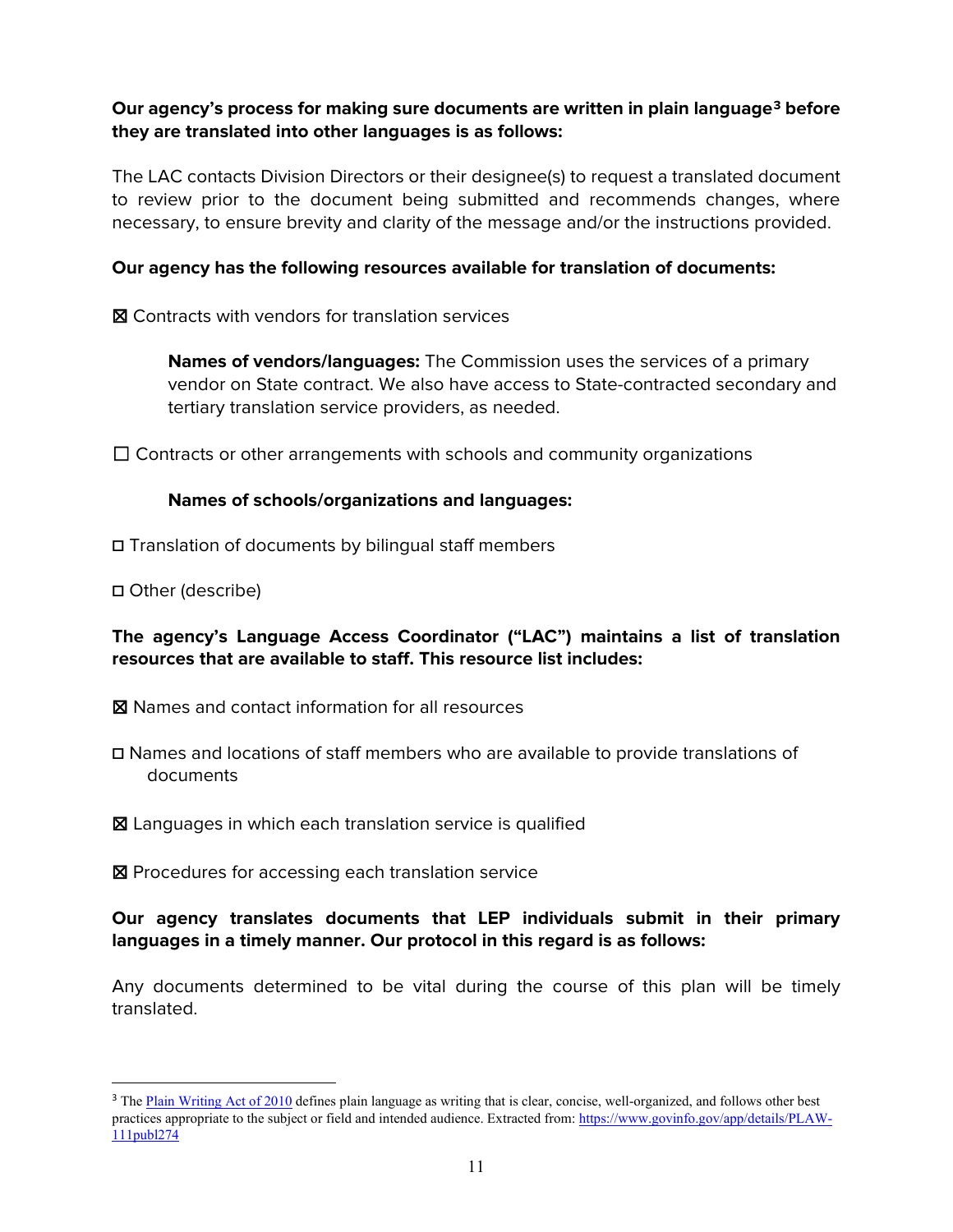**Our agency's process for making sure documents are written in plain language[3] before they are translated into other languages is as follows:**

The LAC contacts Division Directors or their designee(s) to request a translated document to review prior to the document being submitted and recommends changes, where necessary, to ensure brevity and clarity of the message and/or the instructions provided.

**Our agency has the following resources available for translation of documents:**

☒ Contracts with vendors for translation services

> **Names of vendors/languages:** The Commission uses the services of a primary vendor on State contract. We also have access to State-contracted secondary and tertiary translation service providers, as needed.

☐ Contracts or other arrangements with schools and community organizations

> **Names of schools/organizations and languages:**

☐ Translation of documents by bilingual staff members

☐ Other (describe)

**The agency's Language Access Coordinator ("LAC") maintains a list of translation resources that are available to staff. This resource list includes:**

☒ Names and contact information for all resources

☐ Names and locations of staff members who are available to provide translations of documents

☒ Languages in which each translation service is qualified

☒ Procedures for accessing each translation service

**Our agency translates documents that LEP individuals submit in their primary languages in a timely manner. Our protocol in this regard is as follows:**

Any documents determined to be vital during the course of this plan will be timely translated.

---

[3] The Plain Writing Act of 2010 defines plain language as writing that is clear, concise, well-organized, and follows other best practices appropriate to the subject or field and intended audience. Extracted from: https://www.govinfo.gov/app/details/PLAW-111publ274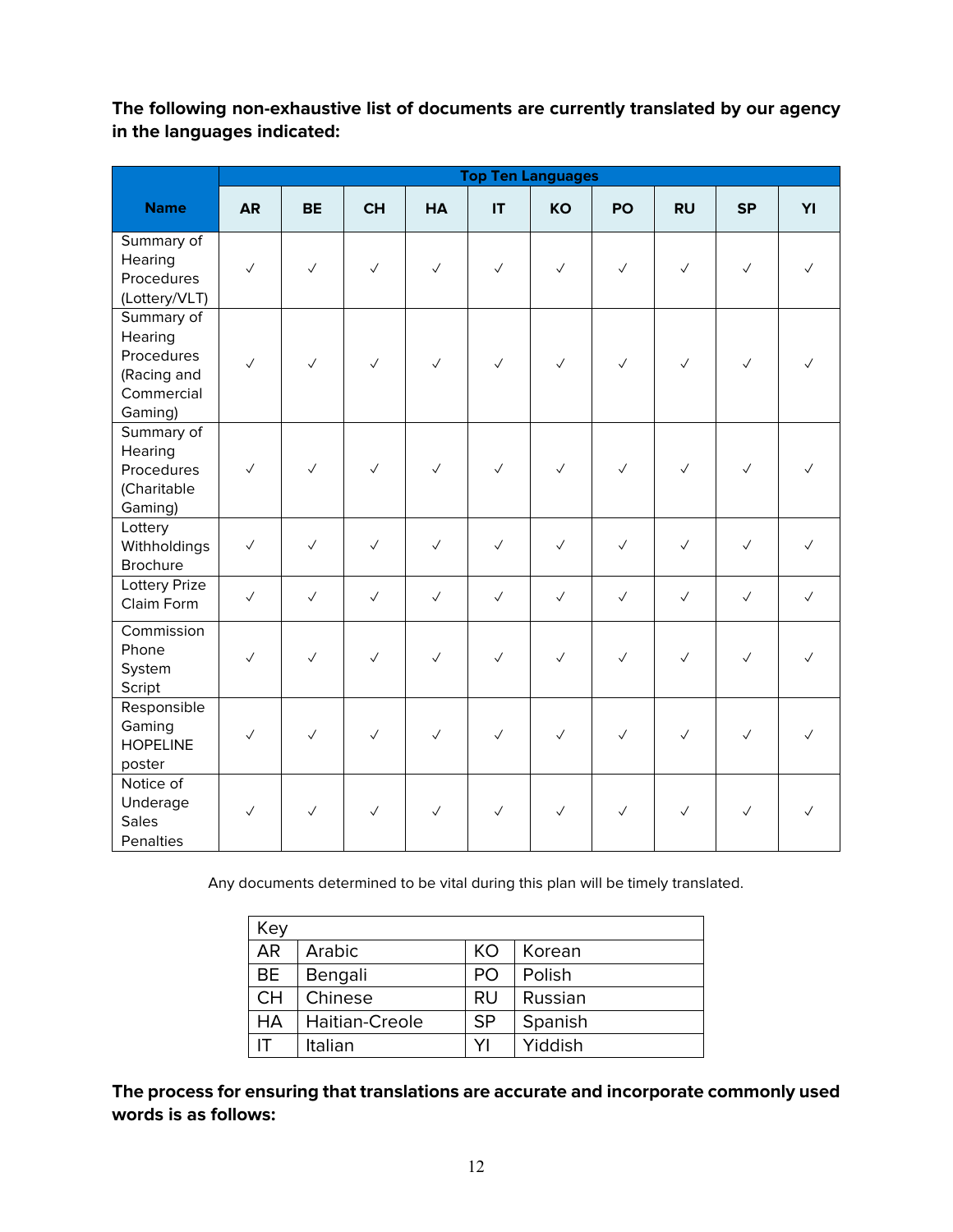**The following non-exhaustive list of documents are currently translated by our agency in the languages indicated:**

| Name | Top Ten Languages | | | | | | | | | |
|---|---|---|---|---|---|---|---|---|---|---|
| | AR | BE | CH | HA | IT | KO | PO | RU | SP | YI |
| Summary of Hearing Procedures (Lottery/VLT) | ✓ | ✓ | ✓ | ✓ | ✓ | ✓ | ✓ | ✓ | ✓ | ✓ |
| Summary of Hearing Procedures (Racing and Commercial Gaming) | ✓ | ✓ | ✓ | ✓ | ✓ | ✓ | ✓ | ✓ | ✓ | ✓ |
| Summary of Hearing Procedures (Charitable Gaming) | ✓ | ✓ | ✓ | ✓ | ✓ | ✓ | ✓ | ✓ | ✓ | ✓ |
| Lottery Withholdings Brochure | ✓ | ✓ | ✓ | ✓ | ✓ | ✓ | ✓ | ✓ | ✓ | ✓ |
| Lottery Prize Claim Form | ✓ | ✓ | ✓ | ✓ | ✓ | ✓ | ✓ | ✓ | ✓ | ✓ |
| Commission Phone System Script | ✓ | ✓ | ✓ | ✓ | ✓ | ✓ | ✓ | ✓ | ✓ | ✓ |
| Responsible Gaming HOPELINE poster | ✓ | ✓ | ✓ | ✓ | ✓ | ✓ | ✓ | ✓ | ✓ | ✓ |
| Notice of Underage Sales Penalties | ✓ | ✓ | ✓ | ✓ | ✓ | ✓ | ✓ | ✓ | ✓ | ✓ |

Any documents determined to be vital during this plan will be timely translated.

| Key | | | |
|---|---|---|---|
| AR | Arabic | KO | Korean |
| BE | Bengali | PO | Polish |
| CH | Chinese | RU | Russian |
| HA | Haitian-Creole | SP | Spanish |
| IT | Italian | YI | Yiddish |

**The process for ensuring that translations are accurate and incorporate commonly used words is as follows:**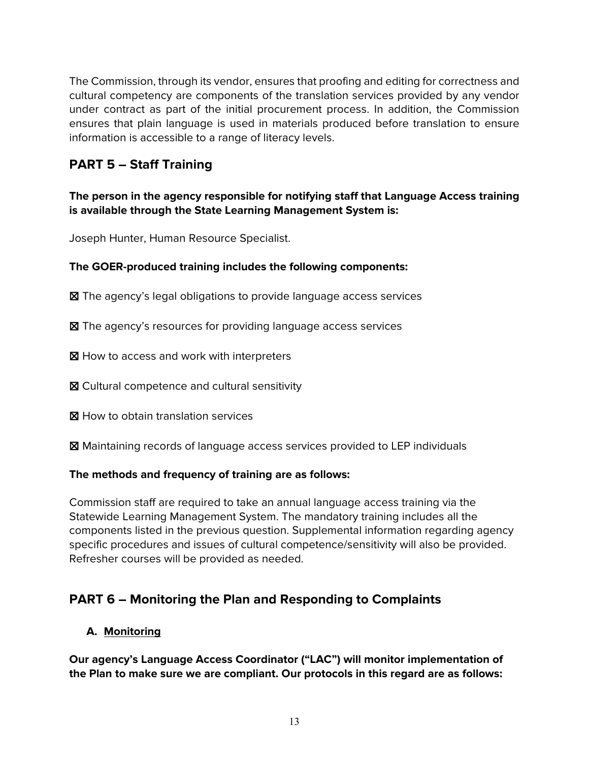The Commission, through its vendor, ensures that proofing and editing for correctness and cultural competency are components of the translation services provided by any vendor under contract as part of the initial procurement process. In addition, the Commission ensures that plain language is used in materials produced before translation to ensure information is accessible to a range of literacy levels.

## PART 5 – Staff Training

**The person in the agency responsible for notifying staff that Language Access training is available through the State Learning Management System is:**

Joseph Hunter, Human Resource Specialist.

**The GOER-produced training includes the following components:**

☒ The agency's legal obligations to provide language access services

☒ The agency's resources for providing language access services

☒ How to access and work with interpreters

☒ Cultural competence and cultural sensitivity

☒ How to obtain translation services

☒ Maintaining records of language access services provided to LEP individuals

**The methods and frequency of training are as follows:**

Commission staff are required to take an annual language access training via the Statewide Learning Management System. The mandatory training includes all the components listed in the previous question. Supplemental information regarding agency specific procedures and issues of cultural competence/sensitivity will also be provided. Refresher courses will be provided as needed.

## PART 6 – Monitoring the Plan and Responding to Complaints

### A. <u>Monitoring</u>

**Our agency's Language Access Coordinator ("LAC") will monitor implementation of the Plan to make sure we are compliant. Our protocols in this regard are as follows:**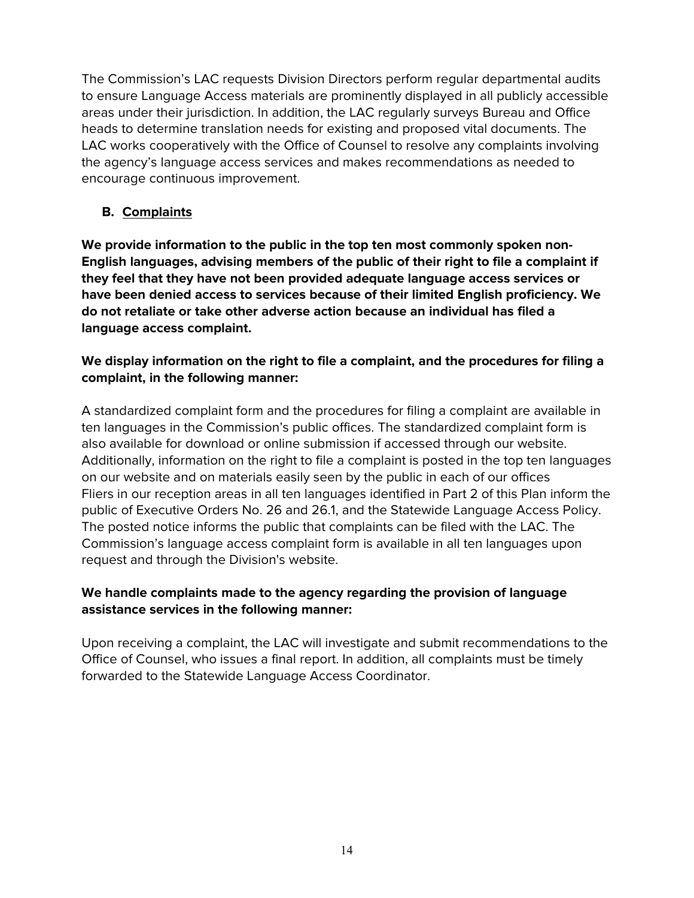The Commission's LAC requests Division Directors perform regular departmental audits to ensure Language Access materials are prominently displayed in all publicly accessible areas under their jurisdiction. In addition, the LAC regularly surveys Bureau and Office heads to determine translation needs for existing and proposed vital documents. The LAC works cooperatively with the Office of Counsel to resolve any complaints involving the agency's language access services and makes recommendations as needed to encourage continuous improvement.

### B. Complaints

**We provide information to the public in the top ten most commonly spoken non-English languages, advising members of the public of their right to file a complaint if they feel that they have not been provided adequate language access services or have been denied access to services because of their limited English proficiency. We do not retaliate or take other adverse action because an individual has filed a language access complaint.**

**We display information on the right to file a complaint, and the procedures for filing a complaint, in the following manner:**

A standardized complaint form and the procedures for filing a complaint are available in ten languages in the Commission's public offices. The standardized complaint form is also available for download or online submission if accessed through our website. Additionally, information on the right to file a complaint is posted in the top ten languages on our website and on materials easily seen by the public in each of our offices Fliers in our reception areas in all ten languages identified in Part 2 of this Plan inform the public of Executive Orders No. 26 and 26.1, and the Statewide Language Access Policy. The posted notice informs the public that complaints can be filed with the LAC. The Commission's language access complaint form is available in all ten languages upon request and through the Division's website.

**We handle complaints made to the agency regarding the provision of language assistance services in the following manner:**

Upon receiving a complaint, the LAC will investigate and submit recommendations to the Office of Counsel, who issues a final report. In addition, all complaints must be timely forwarded to the Statewide Language Access Coordinator.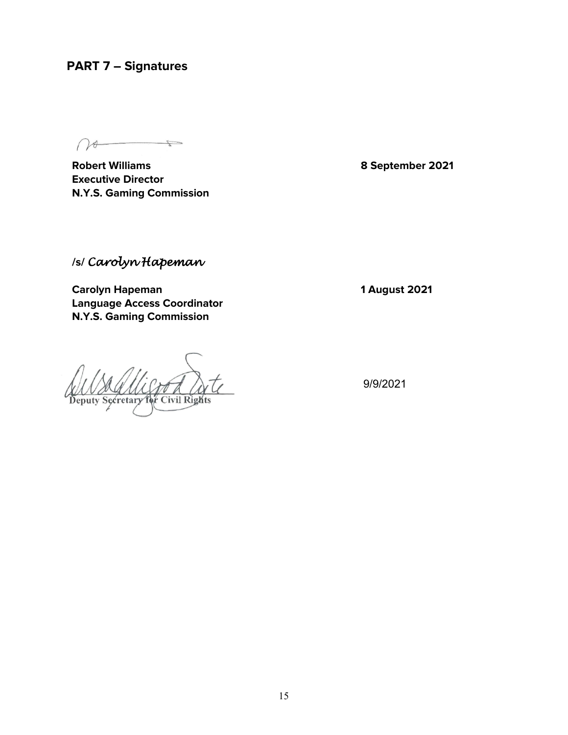## PART 7 – Signatures

**Robert Williams** **8 September 2021**
**Executive Director**
**N.Y.S. Gaming Commission**

/s/ *Carolyn Hapeman*

**Carolyn Hapeman** **1 August 2021**
**Language Access Coordinator**
**N.Y.S. Gaming Commission**

Deputy Secretary for Civil Rights 9/9/2021